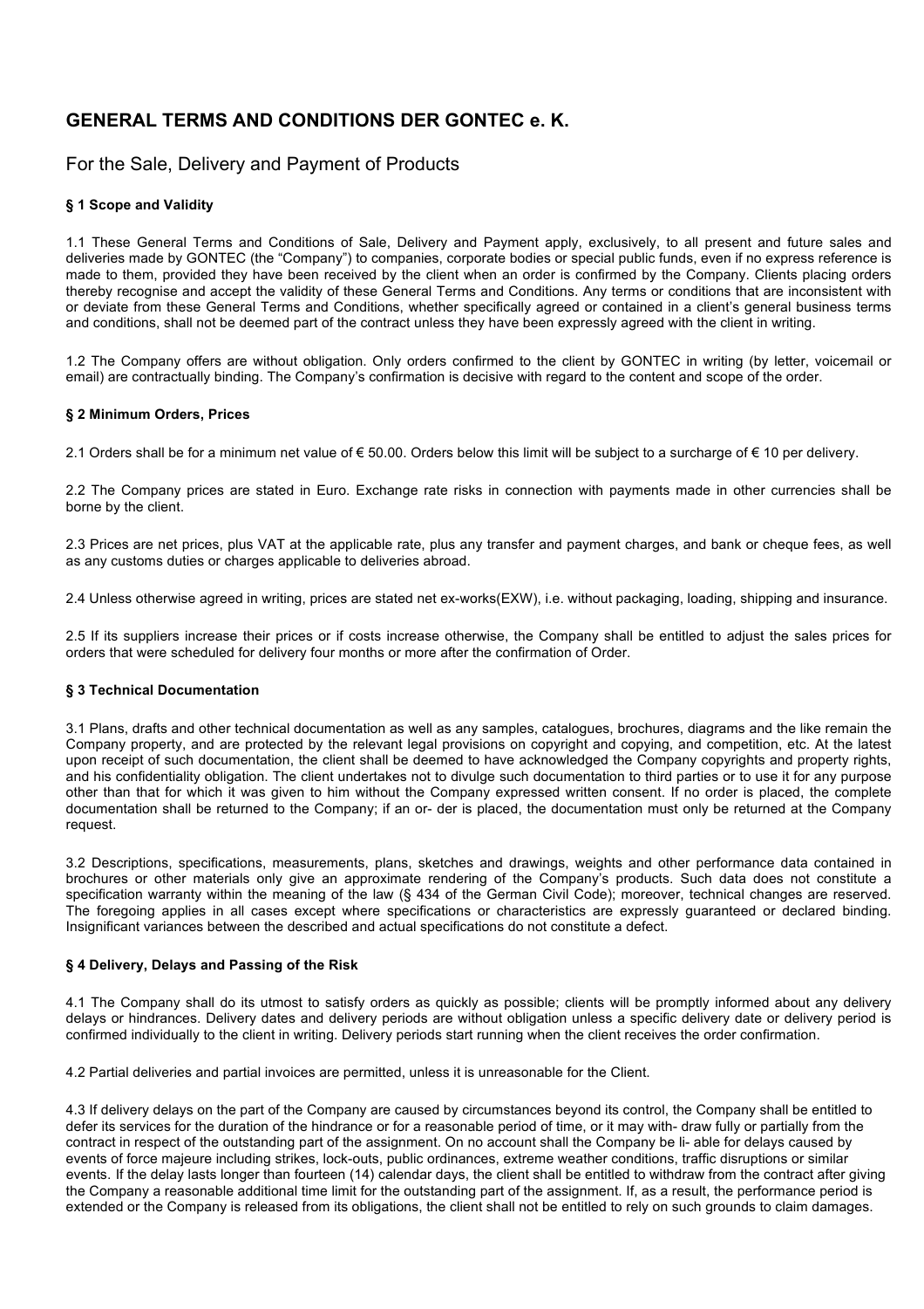# GENERAL TERMS AND CONDITIONS DER GONTEC e. K.

## For the Sale, Delivery and Payment of Products

### § 1 Scope and Validity

1.1 These General Terms and Conditions of Sale, Delivery and Payment apply, exclusively, to all present and future sales and deliveries made by GONTEC (the "Company") to companies, corporate bodies or special public funds, even if no express reference is made to them, provided they have been received by the client when an order is confirmed by the Company. Clients placing orders thereby recognise and accept the validity of these General Terms and Conditions. Any terms or conditions that are inconsistent with or deviate from these General Terms and Conditions, whether specifically agreed or contained in a client's general business terms and conditions, shall not be deemed part of the contract unless they have been expressly agreed with the client in writing.

1.2 The Company offers are without obligation. Only orders confirmed to the client by GONTEC in writing (by letter, voicemail or email) are contractually binding. The Company's confirmation is decisive with regard to the content and scope of the order.

### § 2 Minimum Orders, Prices

2.1 Orders shall be for a minimum net value of € 50.00. Orders below this limit will be subject to a surcharge of € 10 per delivery.

2.2 The Company prices are stated in Euro. Exchange rate risks in connection with payments made in other currencies shall be borne by the client.

2.3 Prices are net prices, plus VAT at the applicable rate, plus any transfer and payment charges, and bank or cheque fees, as well as any customs duties or charges applicable to deliveries abroad.

2.4 Unless otherwise agreed in writing, prices are stated net ex-works(EXW), i.e. without packaging, loading, shipping and insurance.

2.5 If its suppliers increase their prices or if costs increase otherwise, the Company shall be entitled to adjust the sales prices for orders that were scheduled for delivery four months or more after the confirmation of Order.

### § 3 Technical Documentation

3.1 Plans, drafts and other technical documentation as well as any samples, catalogues, brochures, diagrams and the like remain the Company property, and are protected by the relevant legal provisions on copyright and copying, and competition, etc. At the latest upon receipt of such documentation, the client shall be deemed to have acknowledged the Company copyrights and property rights, and his confidentiality obligation. The client undertakes not to divulge such documentation to third parties or to use it for any purpose other than that for which it was given to him without the Company expressed written consent. If no order is placed, the complete documentation shall be returned to the Company; if an or- der is placed, the documentation must only be returned at the Company request.

3.2 Descriptions, specifications, measurements, plans, sketches and drawings, weights and other performance data contained in brochures or other materials only give an approximate rendering of the Company's products. Such data does not constitute a specification warranty within the meaning of the law (§ 434 of the German Civil Code); moreover, technical changes are reserved. The foregoing applies in all cases except where specifications or characteristics are expressly guaranteed or declared binding. Insignificant variances between the described and actual specifications do not constitute a defect.

### § 4 Delivery, Delays and Passing of the Risk

4.1 The Company shall do its utmost to satisfy orders as quickly as possible; clients will be promptly informed about any delivery delays or hindrances. Delivery dates and delivery periods are without obligation unless a specific delivery date or delivery period is confirmed individually to the client in writing. Delivery periods start running when the client receives the order confirmation.

4.2 Partial deliveries and partial invoices are permitted, unless it is unreasonable for the Client.

4.3 If delivery delays on the part of the Company are caused by circumstances beyond its control, the Company shall be entitled to defer its services for the duration of the hindrance or for a reasonable period of time, or it may with- draw fully or partially from the contract in respect of the outstanding part of the assignment. On no account shall the Company be li- able for delays caused by events of force majeure including strikes, lock-outs, public ordinances, extreme weather conditions, traffic disruptions or similar events. If the delay lasts longer than fourteen (14) calendar days, the client shall be entitled to withdraw from the contract after giving the Company a reasonable additional time limit for the outstanding part of the assignment. If, as a result, the performance period is extended or the Company is released from its obligations, the client shall not be entitled to rely on such grounds to claim damages.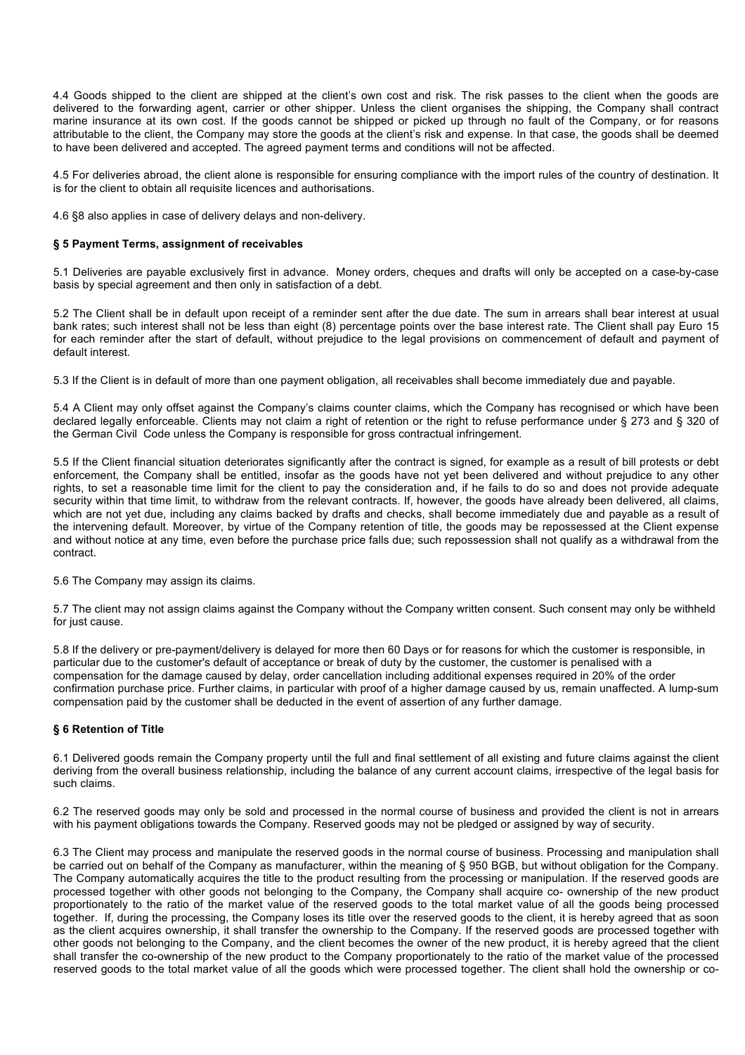4.4 Goods shipped to the client are shipped at the client's own cost and risk. The risk passes to the client when the goods are delivered to the forwarding agent, carrier or other shipper. Unless the client organises the shipping, the Company shall contract marine insurance at its own cost. If the goods cannot be shipped or picked up through no fault of the Company, or for reasons attributable to the client, the Company may store the goods at the client's risk and expense. In that case, the goods shall be deemed to have been delivered and accepted. The agreed payment terms and conditions will not be affected.

4.5 For deliveries abroad, the client alone is responsible for ensuring compliance with the import rules of the country of destination. It is for the client to obtain all requisite licences and authorisations.

4.6 §8 also applies in case of delivery delays and non-delivery.

### § 5 Payment Terms, assignment of receivables

5.1 Deliveries are payable exclusively first in advance. Money orders, cheques and drafts will only be accepted on a case-by-case basis by special agreement and then only in satisfaction of a debt.

5.2 The Client shall be in default upon receipt of a reminder sent after the due date. The sum in arrears shall bear interest at usual bank rates; such interest shall not be less than eight (8) percentage points over the base interest rate. The Client shall pay Euro 15 for each reminder after the start of default, without prejudice to the legal provisions on commencement of default and payment of default interest.

5.3 If the Client is in default of more than one payment obligation, all receivables shall become immediately due and payable.

5.4 A Client may only offset against the Company's claims counter claims, which the Company has recognised or which have been declared legally enforceable. Clients may not claim a right of retention or the right to refuse performance under § 273 and § 320 of the German Civil Code unless the Company is responsible for gross contractual infringement.

5.5 If the Client financial situation deteriorates significantly after the contract is signed, for example as a result of bill protests or debt enforcement, the Company shall be entitled, insofar as the goods have not yet been delivered and without prejudice to any other rights, to set a reasonable time limit for the client to pay the consideration and, if he fails to do so and does not provide adequate security within that time limit, to withdraw from the relevant contracts. If, however, the goods have already been delivered, all claims, which are not yet due, including any claims backed by drafts and checks, shall become immediately due and payable as a result of the intervening default. Moreover, by virtue of the Company retention of title, the goods may be repossessed at the Client expense and without notice at any time, even before the purchase price falls due; such repossession shall not qualify as a withdrawal from the contract.

5.6 The Company may assign its claims.

5.7 The client may not assign claims against the Company without the Company written consent. Such consent may only be withheld for just cause.

5.8 If the delivery or pre-payment/delivery is delayed for more then 60 Days or for reasons for which the customer is responsible, in particular due to the customer's default of acceptance or break of duty by the customer, the customer is penalised with a compensation for the damage caused by delay, order cancellation including additional expenses required in 20% of the order confirmation purchase price. Further claims, in particular with proof of a higher damage caused by us, remain unaffected. A lump-sum compensation paid by the customer shall be deducted in the event of assertion of any further damage.

### § 6 Retention of Title

6.1 Delivered goods remain the Company property until the full and final settlement of all existing and future claims against the client deriving from the overall business relationship, including the balance of any current account claims, irrespective of the legal basis for such claims.

6.2 The reserved goods may only be sold and processed in the normal course of business and provided the client is not in arrears with his payment obligations towards the Company. Reserved goods may not be pledged or assigned by way of security.

6.3 The Client may process and manipulate the reserved goods in the normal course of business. Processing and manipulation shall be carried out on behalf of the Company as manufacturer, within the meaning of § 950 BGB, but without obligation for the Company. The Company automatically acquires the title to the product resulting from the processing or manipulation. If the reserved goods are processed together with other goods not belonging to the Company, the Company shall acquire co- ownership of the new product proportionately to the ratio of the market value of the reserved goods to the total market value of all the goods being processed together. If, during the processing, the Company loses its title over the reserved goods to the client, it is hereby agreed that as soon as the client acquires ownership, it shall transfer the ownership to the Company. If the reserved goods are processed together with other goods not belonging to the Company, and the client becomes the owner of the new product, it is hereby agreed that the client shall transfer the co-ownership of the new product to the Company proportionately to the ratio of the market value of the processed reserved goods to the total market value of all the goods which were processed together. The client shall hold the ownership or co-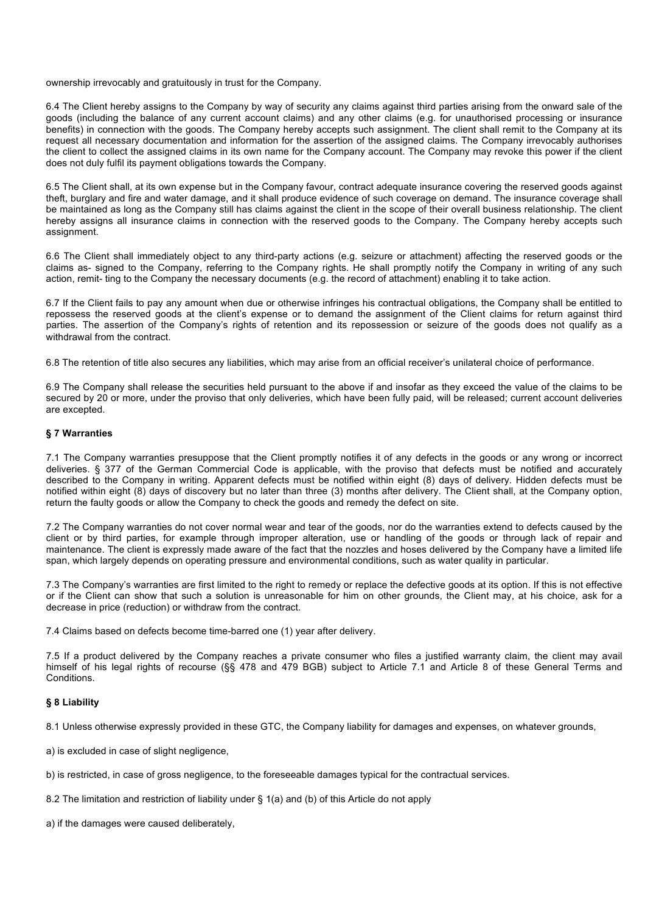ownership irrevocably and gratuitously in trust for the Company.

6.4 The Client hereby assigns to the Company by way of security any claims against third parties arising from the onward sale of the goods (including the balance of any current account claims) and any other claims (e.g. for unauthorised processing or insurance benefits) in connection with the goods. The Company hereby accepts such assignment. The client shall remit to the Company at its request all necessary documentation and information for the assertion of the assigned claims. The Company irrevocably authorises the client to collect the assigned claims in its own name for the Company account. The Company may revoke this power if the client does not duly fulfil its payment obligations towards the Company.

6.5 The Client shall, at its own expense but in the Company favour, contract adequate insurance covering the reserved goods against theft, burglary and fire and water damage, and it shall produce evidence of such coverage on demand. The insurance coverage shall be maintained as long as the Company still has claims against the client in the scope of their overall business relationship. The client hereby assigns all insurance claims in connection with the reserved goods to the Company. The Company hereby accepts such assignment.

6.6 The Client shall immediately object to any third-party actions (e.g. seizure or attachment) affecting the reserved goods or the claims as- signed to the Company, referring to the Company rights. He shall promptly notify the Company in writing of any such action, remit- ting to the Company the necessary documents (e.g. the record of attachment) enabling it to take action.

6.7 If the Client fails to pay any amount when due or otherwise infringes his contractual obligations, the Company shall be entitled to repossess the reserved goods at the client's expense or to demand the assignment of the Client claims for return against third parties. The assertion of the Company's rights of retention and its repossession or seizure of the goods does not qualify as a withdrawal from the contract.

6.8 The retention of title also secures any liabilities, which may arise from an official receiver's unilateral choice of performance.

6.9 The Company shall release the securities held pursuant to the above if and insofar as they exceed the value of the claims to be secured by 20 or more, under the proviso that only deliveries, which have been fully paid, will be released; current account deliveries are excepted.

#### § 7 Warranties

7.1 The Company warranties presuppose that the Client promptly notifies it of any defects in the goods or any wrong or incorrect deliveries. § 377 of the German Commercial Code is applicable, with the proviso that defects must be notified and accurately described to the Company in writing. Apparent defects must be notified within eight (8) days of delivery. Hidden defects must be notified within eight (8) days of discovery but no later than three (3) months after delivery. The Client shall, at the Company option, return the faulty goods or allow the Company to check the goods and remedy the defect on site.

7.2 The Company warranties do not cover normal wear and tear of the goods, nor do the warranties extend to defects caused by the client or by third parties, for example through improper alteration, use or handling of the goods or through lack of repair and maintenance. The client is expressly made aware of the fact that the nozzles and hoses delivered by the Company have a limited life span, which largely depends on operating pressure and environmental conditions, such as water quality in particular.

7.3 The Company's warranties are first limited to the right to remedy or replace the defective goods at its option. If this is not effective or if the Client can show that such a solution is unreasonable for him on other grounds, the Client may, at his choice, ask for a decrease in price (reduction) or withdraw from the contract.

7.4 Claims based on defects become time-barred one (1) year after delivery.

7.5 If a product delivered by the Company reaches a private consumer who files a justified warranty claim, the client may avail himself of his legal rights of recourse (§§ 478 and 479 BGB) subject to Article 7.1 and Article 8 of these General Terms and Conditions.

#### § 8 Liability

8.1 Unless otherwise expressly provided in these GTC, the Company liability for damages and expenses, on whatever grounds,

a) is excluded in case of slight negligence,

b) is restricted, in case of gross negligence, to the foreseeable damages typical for the contractual services.

8.2 The limitation and restriction of liability under § 1(a) and (b) of this Article do not apply

a) if the damages were caused deliberately,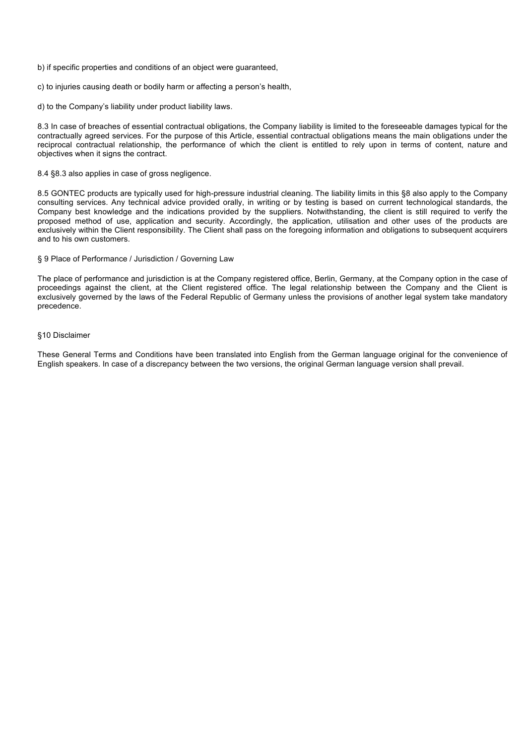b) if specific properties and conditions of an object were guaranteed,

c) to injuries causing death or bodily harm or affecting a person's health,

d) to the Company's liability under product liability laws.

8.3 In case of breaches of essential contractual obligations, the Company liability is limited to the foreseeable damages typical for the contractually agreed services. For the purpose of this Article, essential contractual obligations means the main obligations under the reciprocal contractual relationship, the performance of which the client is entitled to rely upon in terms of content, nature and objectives when it signs the contract.

8.4 §8.3 also applies in case of gross negligence.

8.5 GONTEC products are typically used for high-pressure industrial cleaning. The liability limits in this §8 also apply to the Company consulting services. Any technical advice provided orally, in writing or by testing is based on current technological standards, the Company best knowledge and the indications provided by the suppliers. Notwithstanding, the client is still required to verify the proposed method of use, application and security. Accordingly, the application, utilisation and other uses of the products are exclusively within the Client responsibility. The Client shall pass on the foregoing information and obligations to subsequent acquirers and to his own customers.

## § 9 Place of Performance / Jurisdiction / Governing Law

The place of performance and jurisdiction is at the Company registered office, Berlin, Germany, at the Company option in the case of proceedings against the client, at the Client registered office. The legal relationship between the Company and the Client is exclusively governed by the laws of the Federal Republic of Germany unless the provisions of another legal system take mandatory precedence.

## §10 Disclaimer

These General Terms and Conditions have been translated into English from the German language original for the convenience of English speakers. In case of a discrepancy between the two versions, the original German language version shall prevail.